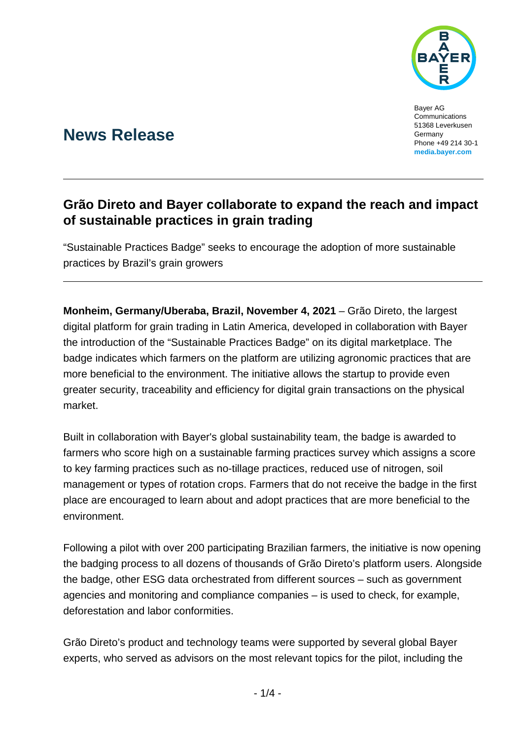Bayer AG
Communications
51368 Leverkusen
Germany
Phone +49 214 30-1
**media.bayer.com**

# News Release

## Grão Direto and Bayer collaborate to expand the reach and impact of sustainable practices in grain trading

"Sustainable Practices Badge" seeks to encourage the adoption of more sustainable practices by Brazil's grain growers

**Monheim, Germany/Uberaba, Brazil, November 4, 2021** – Grão Direto, the largest digital platform for grain trading in Latin America, developed in collaboration with Bayer the introduction of the "Sustainable Practices Badge" on its digital marketplace. The badge indicates which farmers on the platform are utilizing agronomic practices that are more beneficial to the environment. The initiative allows the startup to provide even greater security, traceability and efficiency for digital grain transactions on the physical market.

Built in collaboration with Bayer's global sustainability team, the badge is awarded to farmers who score high on a sustainable farming practices survey which assigns a score to key farming practices such as no-tillage practices, reduced use of nitrogen, soil management or types of rotation crops. Farmers that do not receive the badge in the first place are encouraged to learn about and adopt practices that are more beneficial to the environment.

Following a pilot with over 200 participating Brazilian farmers, the initiative is now opening the badging process to all dozens of thousands of Grão Direto's platform users. Alongside the badge, other ESG data orchestrated from different sources – such as government agencies and monitoring and compliance companies – is used to check, for example, deforestation and labor conformities.

Grão Direto's product and technology teams were supported by several global Bayer experts, who served as advisors on the most relevant topics for the pilot, including the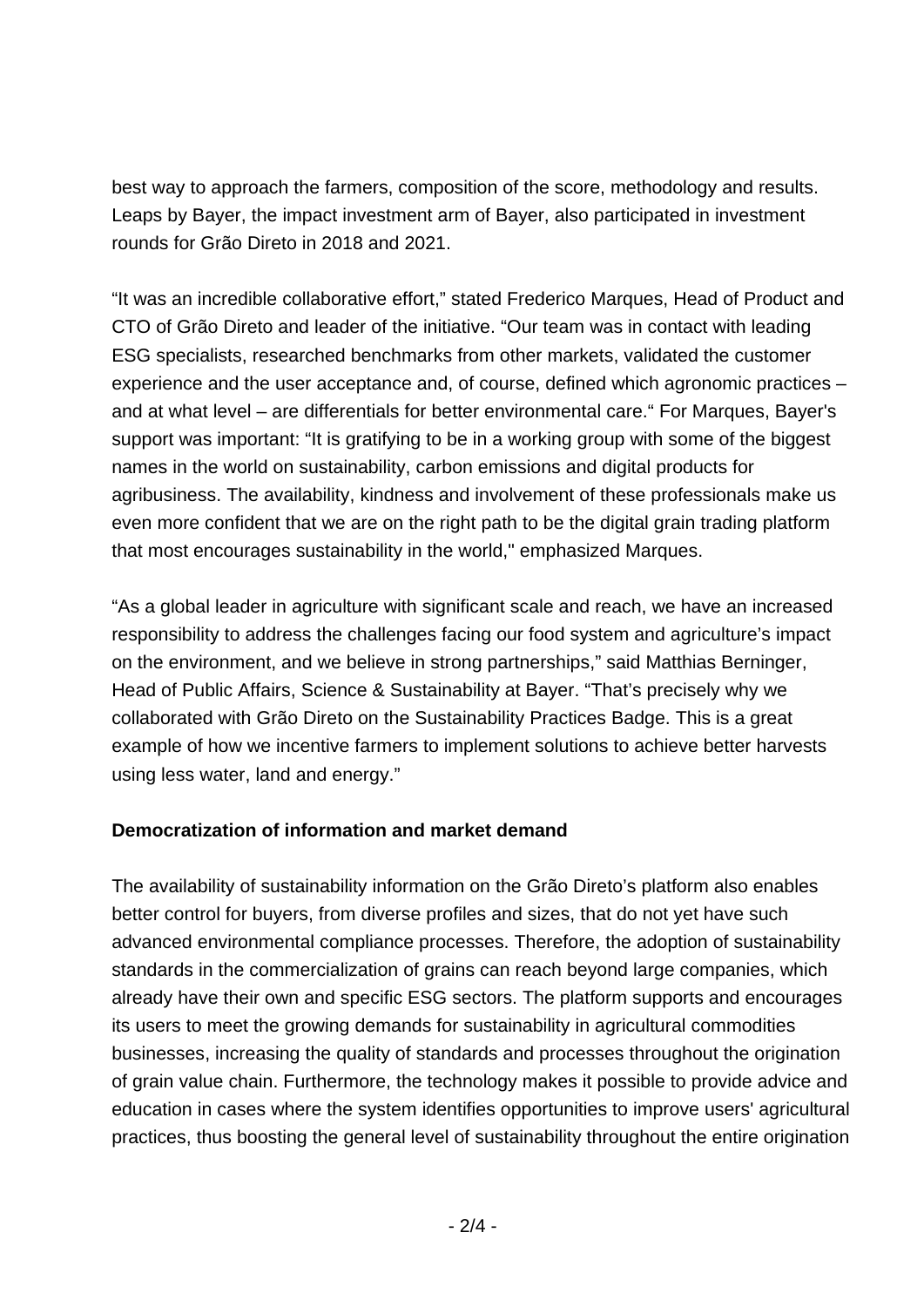best way to approach the farmers, composition of the score, methodology and results. Leaps by Bayer, the impact investment arm of Bayer, also participated in investment rounds for Grão Direto in 2018 and 2021.

“It was an incredible collaborative effort,” stated Frederico Marques, Head of Product and CTO of Grão Direto and leader of the initiative. “Our team was in contact with leading ESG specialists, researched benchmarks from other markets, validated the customer experience and the user acceptance and, of course, defined which agronomic practices – and at what level – are differentials for better environmental care.“ For Marques, Bayer's support was important: “It is gratifying to be in a working group with some of the biggest names in the world on sustainability, carbon emissions and digital products for agribusiness. The availability, kindness and involvement of these professionals make us even more confident that we are on the right path to be the digital grain trading platform that most encourages sustainability in the world," emphasized Marques.

“As a global leader in agriculture with significant scale and reach, we have an increased responsibility to address the challenges facing our food system and agriculture’s impact on the environment, and we believe in strong partnerships,” said Matthias Berninger, Head of Public Affairs, Science & Sustainability at Bayer. “That’s precisely why we collaborated with Grão Direto on the Sustainability Practices Badge. This is a great example of how we incentive farmers to implement solutions to achieve better harvests using less water, land and energy.”

**Democratization of information and market demand**

The availability of sustainability information on the Grão Direto’s platform also enables better control for buyers, from diverse profiles and sizes, that do not yet have such advanced environmental compliance processes. Therefore, the adoption of sustainability standards in the commercialization of grains can reach beyond large companies, which already have their own and specific ESG sectors. The platform supports and encourages its users to meet the growing demands for sustainability in agricultural commodities businesses, increasing the quality of standards and processes throughout the origination of grain value chain. Furthermore, the technology makes it possible to provide advice and education in cases where the system identifies opportunities to improve users' agricultural practices, thus boosting the general level of sustainability throughout the entire origination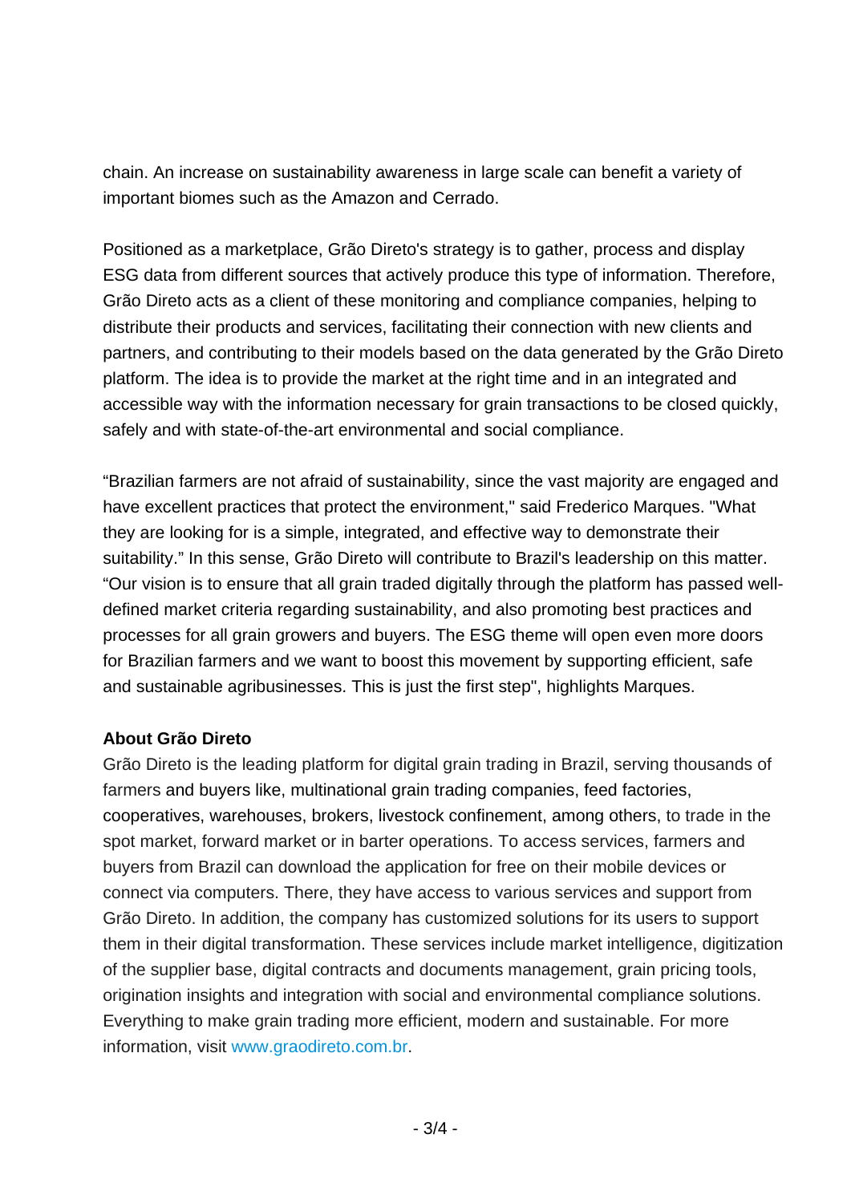chain. An increase on sustainability awareness in large scale can benefit a variety of important biomes such as the Amazon and Cerrado.

Positioned as a marketplace, Grão Direto's strategy is to gather, process and display ESG data from different sources that actively produce this type of information. Therefore, Grão Direto acts as a client of these monitoring and compliance companies, helping to distribute their products and services, facilitating their connection with new clients and partners, and contributing to their models based on the data generated by the Grão Direto platform. The idea is to provide the market at the right time and in an integrated and accessible way with the information necessary for grain transactions to be closed quickly, safely and with state-of-the-art environmental and social compliance.

“Brazilian farmers are not afraid of sustainability, since the vast majority are engaged and have excellent practices that protect the environment," said Frederico Marques. "What they are looking for is a simple, integrated, and effective way to demonstrate their suitability.” In this sense, Grão Direto will contribute to Brazil's leadership on this matter. “Our vision is to ensure that all grain traded digitally through the platform has passed well-defined market criteria regarding sustainability, and also promoting best practices and processes for all grain growers and buyers. The ESG theme will open even more doors for Brazilian farmers and we want to boost this movement by supporting efficient, safe and sustainable agribusinesses. This is just the first step", highlights Marques.

**About Grão Direto**

Grão Direto is the leading platform for digital grain trading in Brazil, serving thousands of farmers and buyers like, multinational grain trading companies, feed factories, cooperatives, warehouses, brokers, livestock confinement, among others, to trade in the spot market, forward market or in barter operations. To access services, farmers and buyers from Brazil can download the application for free on their mobile devices or connect via computers. There, they have access to various services and support from Grão Direto. In addition, the company has customized solutions for its users to support them in their digital transformation. These services include market intelligence, digitization of the supplier base, digital contracts and documents management, grain pricing tools, origination insights and integration with social and environmental compliance solutions. Everything to make grain trading more efficient, modern and sustainable. For more information, visit www.graodireto.com.br.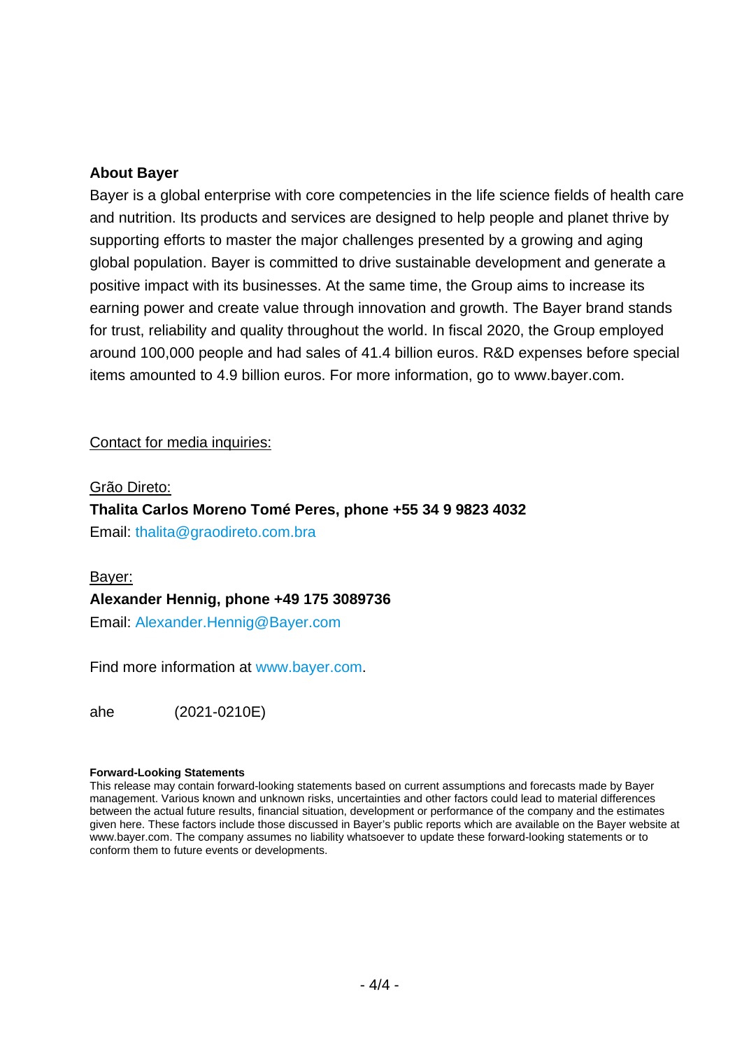**About Bayer**

Bayer is a global enterprise with core competencies in the life science fields of health care and nutrition. Its products and services are designed to help people and planet thrive by supporting efforts to master the major challenges presented by a growing and aging global population. Bayer is committed to drive sustainable development and generate a positive impact with its businesses. At the same time, the Group aims to increase its earning power and create value through innovation and growth. The Bayer brand stands for trust, reliability and quality throughout the world. In fiscal 2020, the Group employed around 100,000 people and had sales of 41.4 billion euros. R&D expenses before special items amounted to 4.9 billion euros. For more information, go to www.bayer.com.

Contact for media inquiries:

Grão Direto:

**Thalita Carlos Moreno Tomé Peres, phone +55 34 9 9823 4032**

Email: thalita@graodireto.com.bra

Bayer:

**Alexander Hennig, phone +49 175 3089736**

Email: Alexander.Hennig@Bayer.com

Find more information at www.bayer.com.

ahe (2021-0210E)

**Forward-Looking Statements**

This release may contain forward-looking statements based on current assumptions and forecasts made by Bayer management. Various known and unknown risks, uncertainties and other factors could lead to material differences between the actual future results, financial situation, development or performance of the company and the estimates given here. These factors include those discussed in Bayer's public reports which are available on the Bayer website at www.bayer.com. The company assumes no liability whatsoever to update these forward-looking statements or to conform them to future events or developments.